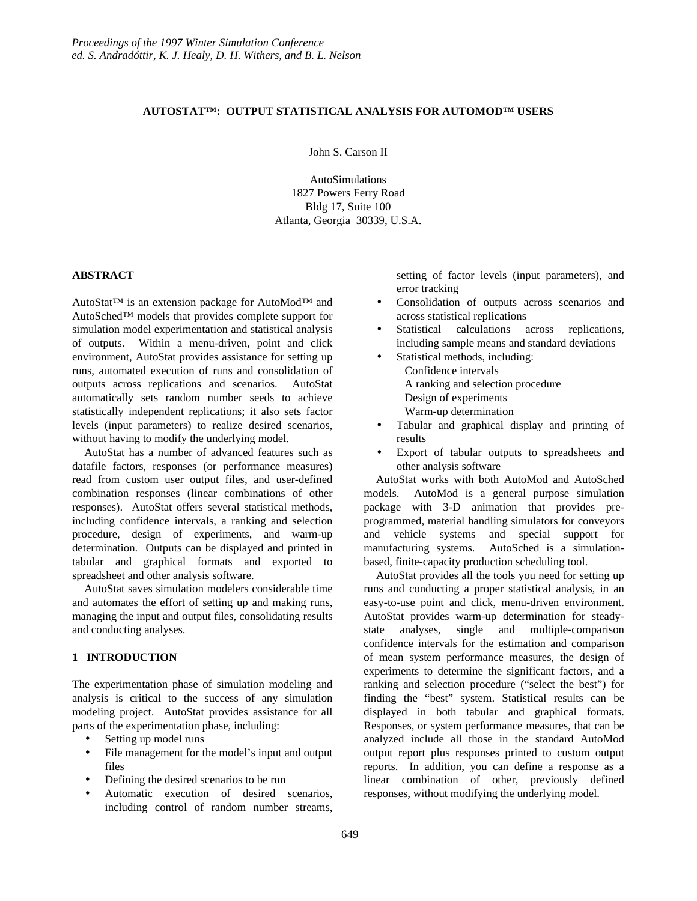*Proceedings of the 1997 Winter Simulation Conference*
*ed. S. Andradóttir, K. J. Healy, D. H. Withers, and B. L. Nelson*

# AUTOSTAT™: OUTPUT STATISTICAL ANALYSIS FOR AUTOMOD™ USERS

John S. Carson II

AutoSimulations
1827 Powers Ferry Road
Bldg 17, Suite 100
Atlanta, Georgia 30339, U.S.A.

## ABSTRACT

AutoStat™ is an extension package for AutoMod™ and AutoSched™ models that provides complete support for simulation model experimentation and statistical analysis of outputs. Within a menu-driven, point and click environment, AutoStat provides assistance for setting up runs, automated execution of runs and consolidation of outputs across replications and scenarios. AutoStat automatically sets random number seeds to achieve statistically independent replications; it also sets factor levels (input parameters) to realize desired scenarios, without having to modify the underlying model.

AutoStat has a number of advanced features such as datafile factors, responses (or performance measures) read from custom user output files, and user-defined combination responses (linear combinations of other responses). AutoStat offers several statistical methods, including confidence intervals, a ranking and selection procedure, design of experiments, and warm-up determination. Outputs can be displayed and printed in tabular and graphical formats and exported to spreadsheet and other analysis software.

AutoStat saves simulation modelers considerable time and automates the effort of setting up and making runs, managing the input and output files, consolidating results and conducting analyses.

## 1 INTRODUCTION

The experimentation phase of simulation modeling and analysis is critical to the success of any simulation modeling project. AutoStat provides assistance for all parts of the experimentation phase, including:

- Setting up model runs
- File management for the model's input and output files
- Defining the desired scenarios to be run
- Automatic execution of desired scenarios, including control of random number streams, setting of factor levels (input parameters), and error tracking
- Consolidation of outputs across scenarios and across statistical replications
- Statistical calculations across replications, including sample means and standard deviations
- Statistical methods, including:
  - Confidence intervals
  - A ranking and selection procedure
  - Design of experiments
  - Warm-up determination
- Tabular and graphical display and printing of results
- Export of tabular outputs to spreadsheets and other analysis software

AutoStat works with both AutoMod and AutoSched models. AutoMod is a general purpose simulation package with 3-D animation that provides pre-programmed, material handling simulators for conveyors and vehicle systems and special support for manufacturing systems. AutoSched is a simulation-based, finite-capacity production scheduling tool.

AutoStat provides all the tools you need for setting up runs and conducting a proper statistical analysis, in an easy-to-use point and click, menu-driven environment. AutoStat provides warm-up determination for steady-state analyses, single and multiple-comparison confidence intervals for the estimation and comparison of mean system performance measures, the design of experiments to determine the significant factors, and a ranking and selection procedure ("select the best") for finding the "best" system. Statistical results can be displayed in both tabular and graphical formats. Responses, or system performance measures, that can be analyzed include all those in the standard AutoMod output report plus responses printed to custom output reports. In addition, you can define a response as a linear combination of other, previously defined responses, without modifying the underlying model.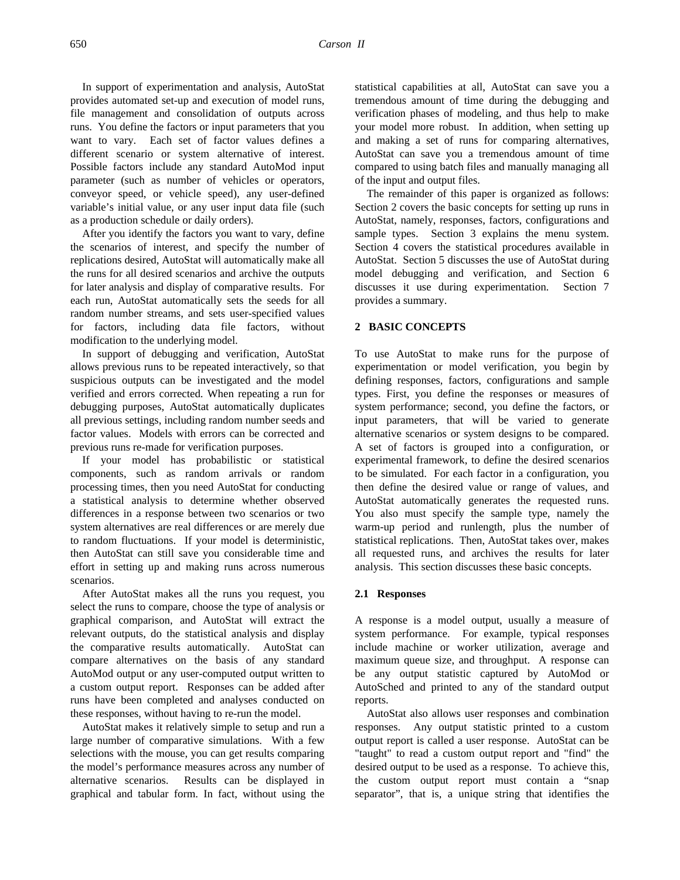In support of experimentation and analysis, AutoStat provides automated set-up and execution of model runs, file management and consolidation of outputs across runs. You define the factors or input parameters that you want to vary. Each set of factor values defines a different scenario or system alternative of interest. Possible factors include any standard AutoMod input parameter (such as number of vehicles or operators, conveyor speed, or vehicle speed), any user-defined variable's initial value, or any user input data file (such as a production schedule or daily orders).

After you identify the factors you want to vary, define the scenarios of interest, and specify the number of replications desired, AutoStat will automatically make all the runs for all desired scenarios and archive the outputs for later analysis and display of comparative results. For each run, AutoStat automatically sets the seeds for all random number streams, and sets user-specified values for factors, including data file factors, without modification to the underlying model.

In support of debugging and verification, AutoStat allows previous runs to be repeated interactively, so that suspicious outputs can be investigated and the model verified and errors corrected. When repeating a run for debugging purposes, AutoStat automatically duplicates all previous settings, including random number seeds and factor values. Models with errors can be corrected and previous runs re-made for verification purposes.

If your model has probabilistic or statistical components, such as random arrivals or random processing times, then you need AutoStat for conducting a statistical analysis to determine whether observed differences in a response between two scenarios or two system alternatives are real differences or are merely due to random fluctuations. If your model is deterministic, then AutoStat can still save you considerable time and effort in setting up and making runs across numerous scenarios.

After AutoStat makes all the runs you request, you select the runs to compare, choose the type of analysis or graphical comparison, and AutoStat will extract the relevant outputs, do the statistical analysis and display the comparative results automatically. AutoStat can compare alternatives on the basis of any standard AutoMod output or any user-computed output written to a custom output report. Responses can be added after runs have been completed and analyses conducted on these responses, without having to re-run the model.

AutoStat makes it relatively simple to setup and run a large number of comparative simulations. With a few selections with the mouse, you can get results comparing the model's performance measures across any number of alternative scenarios. Results can be displayed in graphical and tabular form. In fact, without using the statistical capabilities at all, AutoStat can save you a tremendous amount of time during the debugging and verification phases of modeling, and thus help to make your model more robust. In addition, when setting up and making a set of runs for comparing alternatives, AutoStat can save you a tremendous amount of time compared to using batch files and manually managing all of the input and output files.

The remainder of this paper is organized as follows: Section 2 covers the basic concepts for setting up runs in AutoStat, namely, responses, factors, configurations and sample types. Section 3 explains the menu system. Section 4 covers the statistical procedures available in AutoStat. Section 5 discusses the use of AutoStat during model debugging and verification, and Section 6 discusses it use during experimentation. Section 7 provides a summary.

## 2 BASIC CONCEPTS

To use AutoStat to make runs for the purpose of experimentation or model verification, you begin by defining responses, factors, configurations and sample types. First, you define the responses or measures of system performance; second, you define the factors, or input parameters, that will be varied to generate alternative scenarios or system designs to be compared. A set of factors is grouped into a configuration, or experimental framework, to define the desired scenarios to be simulated. For each factor in a configuration, you then define the desired value or range of values, and AutoStat automatically generates the requested runs. You also must specify the sample type, namely the warm-up period and runlength, plus the number of statistical replications. Then, AutoStat takes over, makes all requested runs, and archives the results for later analysis. This section discusses these basic concepts.

### 2.1 Responses

A response is a model output, usually a measure of system performance. For example, typical responses include machine or worker utilization, average and maximum queue size, and throughput. A response can be any output statistic captured by AutoMod or AutoSched and printed to any of the standard output reports.

AutoStat also allows user responses and combination responses. Any output statistic printed to a custom output report is called a user response. AutoStat can be "taught" to read a custom output report and "find" the desired output to be used as a response. To achieve this, the custom output report must contain a "snap separator", that is, a unique string that identifies the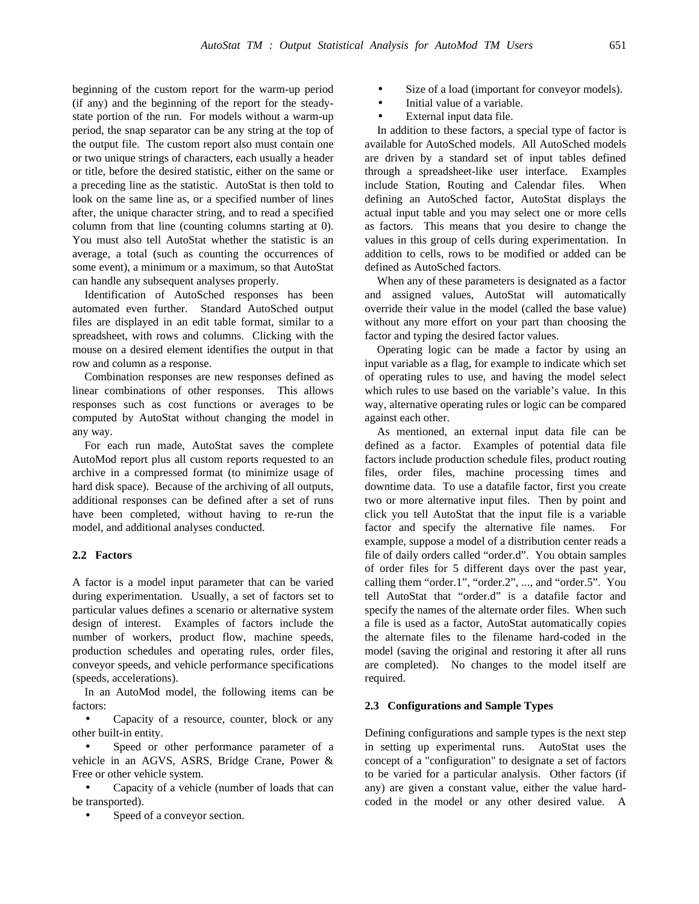beginning of the custom report for the warm-up period (if any) and the beginning of the report for the steady-state portion of the run. For models without a warm-up period, the snap separator can be any string at the top of the output file. The custom report also must contain one or two unique strings of characters, each usually a header or title, before the desired statistic, either on the same or a preceding line as the statistic. AutoStat is then told to look on the same line as, or a specified number of lines after, the unique character string, and to read a specified column from that line (counting columns starting at 0). You must also tell AutoStat whether the statistic is an average, a total (such as counting the occurrences of some event), a minimum or a maximum, so that AutoStat can handle any subsequent analyses properly.

Identification of AutoSched responses has been automated even further. Standard AutoSched output files are displayed in an edit table format, similar to a spreadsheet, with rows and columns. Clicking with the mouse on a desired element identifies the output in that row and column as a response.

Combination responses are new responses defined as linear combinations of other responses. This allows responses such as cost functions or averages to be computed by AutoStat without changing the model in any way.

For each run made, AutoStat saves the complete AutoMod report plus all custom reports requested to an archive in a compressed format (to minimize usage of hard disk space). Because of the archiving of all outputs, additional responses can be defined after a set of runs have been completed, without having to re-run the model, and additional analyses conducted.

### 2.2 Factors

A factor is a model input parameter that can be varied during experimentation. Usually, a set of factors set to particular values defines a scenario or alternative system design of interest. Examples of factors include the number of workers, product flow, machine speeds, production schedules and operating rules, order files, conveyor speeds, and vehicle performance specifications (speeds, accelerations).

In an AutoMod model, the following items can be factors:

- Capacity of a resource, counter, block or any other built-in entity.
- Speed or other performance parameter of a vehicle in an AGVS, ASRS, Bridge Crane, Power & Free or other vehicle system.
- Capacity of a vehicle (number of loads that can be transported).
- Speed of a conveyor section.
- Size of a load (important for conveyor models).
- Initial value of a variable.
- External input data file.

In addition to these factors, a special type of factor is available for AutoSched models. All AutoSched models are driven by a standard set of input tables defined through a spreadsheet-like user interface. Examples include Station, Routing and Calendar files. When defining an AutoSched factor, AutoStat displays the actual input table and you may select one or more cells as factors. This means that you desire to change the values in this group of cells during experimentation. In addition to cells, rows to be modified or added can be defined as AutoSched factors.

When any of these parameters is designated as a factor and assigned values, AutoStat will automatically override their value in the model (called the base value) without any more effort on your part than choosing the factor and typing the desired factor values.

Operating logic can be made a factor by using an input variable as a flag, for example to indicate which set of operating rules to use, and having the model select which rules to use based on the variable's value. In this way, alternative operating rules or logic can be compared against each other.

As mentioned, an external input data file can be defined as a factor. Examples of potential data file factors include production schedule files, product routing files, order files, machine processing times and downtime data. To use a datafile factor, first you create two or more alternative input files. Then by point and click you tell AutoStat that the input file is a variable factor and specify the alternative file names. For example, suppose a model of a distribution center reads a file of daily orders called "order.d". You obtain samples of order files for 5 different days over the past year, calling them "order.1", "order.2", ..., and "order.5". You tell AutoStat that "order.d" is a datafile factor and specify the names of the alternate order files. When such a file is used as a factor, AutoStat automatically copies the alternate files to the filename hard-coded in the model (saving the original and restoring it after all runs are completed). No changes to the model itself are required.

### 2.3 Configurations and Sample Types

Defining configurations and sample types is the next step in setting up experimental runs. AutoStat uses the concept of a "configuration" to designate a set of factors to be varied for a particular analysis. Other factors (if any) are given a constant value, either the value hard-coded in the model or any other desired value. A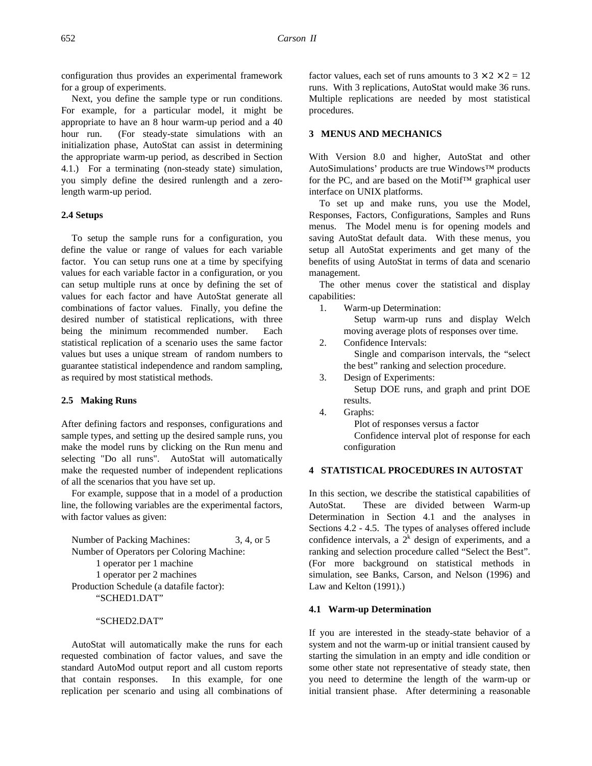configuration thus provides an experimental framework for a group of experiments.

Next, you define the sample type or run conditions. For example, for a particular model, it might be appropriate to have an 8 hour warm-up period and a 40 hour run. (For steady-state simulations with an initialization phase, AutoStat can assist in determining the appropriate warm-up period, as described in Section 4.1.) For a terminating (non-steady state) simulation, you simply define the desired runlength and a zero-length warm-up period.

### 2.4 Setups

To setup the sample runs for a configuration, you define the value or range of values for each variable factor. You can setup runs one at a time by specifying values for each variable factor in a configuration, or you can setup multiple runs at once by defining the set of values for each factor and have AutoStat generate all combinations of factor values. Finally, you define the desired number of statistical replications, with three being the minimum recommended number. Each statistical replication of a scenario uses the same factor values but uses a unique stream of random numbers to guarantee statistical independence and random sampling, as required by most statistical methods.

### 2.5 Making Runs

After defining factors and responses, configurations and sample types, and setting up the desired sample runs, you make the model runs by clicking on the Run menu and selecting "Do all runs". AutoStat will automatically make the requested number of independent replications of all the scenarios that you have set up.

For example, suppose that in a model of a production line, the following variables are the experimental factors, with factor values as given:

Number of Packing Machines: 3, 4, or 5
Number of Operators per Coloring Machine:
  1 operator per 1 machine
  1 operator per 2 machines
Production Schedule (a datafile factor):
  "SCHED1.DAT"
  "SCHED2.DAT"

AutoStat will automatically make the runs for each requested combination of factor values, and save the standard AutoMod output report and all custom reports that contain responses. In this example, for one replication per scenario and using all combinations of factor values, each set of runs amounts to $3 \times 2 \times 2 = 12$ runs. With 3 replications, AutoStat would make 36 runs. Multiple replications are needed by most statistical procedures.

## 3 MENUS AND MECHANICS

With Version 8.0 and higher, AutoStat and other AutoSimulations' products are true Windows™ products for the PC, and are based on the Motif™ graphical user interface on UNIX platforms.

To set up and make runs, you use the Model, Responses, Factors, Configurations, Samples and Runs menus. The Model menu is for opening models and saving AutoStat default data. With these menus, you setup all AutoStat experiments and get many of the benefits of using AutoStat in terms of data and scenario management.

The other menus cover the statistical and display capabilities:

1. Warm-up Determination:
   Setup warm-up runs and display Welch moving average plots of responses over time.
2. Confidence Intervals:
   Single and comparison intervals, the "select the best" ranking and selection procedure.
3. Design of Experiments:
   Setup DOE runs, and graph and print DOE results.
4. Graphs:
   Plot of responses versus a factor
   Confidence interval plot of response for each configuration

## 4 STATISTICAL PROCEDURES IN AUTOSTAT

In this section, we describe the statistical capabilities of AutoStat. These are divided between Warm-up Determination in Section 4.1 and the analyses in Sections 4.2 - 4.5. The types of analyses offered include confidence intervals, a $2^k$ design of experiments, and a ranking and selection procedure called "Select the Best". (For more background on statistical methods in simulation, see Banks, Carson, and Nelson (1996) and Law and Kelton (1991).)

### 4.1 Warm-up Determination

If you are interested in the steady-state behavior of a system and not the warm-up or initial transient caused by starting the simulation in an empty and idle condition or some other state not representative of steady state, then you need to determine the length of the warm-up or initial transient phase. After determining a reasonable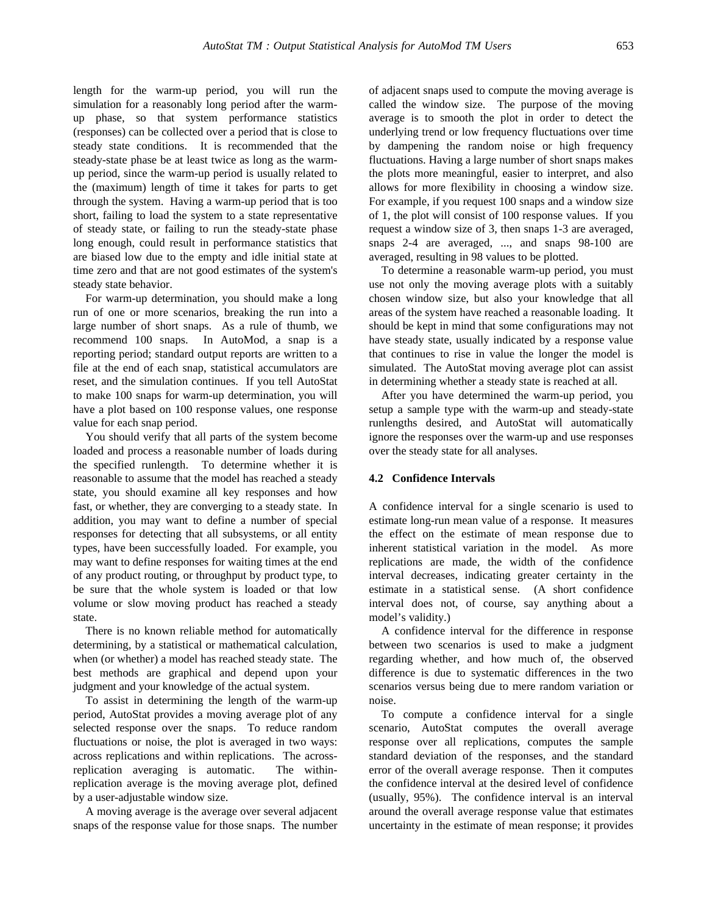length for the warm-up period, you will run the simulation for a reasonably long period after the warm-up phase, so that system performance statistics (responses) can be collected over a period that is close to steady state conditions. It is recommended that the steady-state phase be at least twice as long as the warm-up period, since the warm-up period is usually related to the (maximum) length of time it takes for parts to get through the system. Having a warm-up period that is too short, failing to load the system to a state representative of steady state, or failing to run the steady-state phase long enough, could result in performance statistics that are biased low due to the empty and idle initial state at time zero and that are not good estimates of the system's steady state behavior.

For warm-up determination, you should make a long run of one or more scenarios, breaking the run into a large number of short snaps. As a rule of thumb, we recommend 100 snaps. In AutoMod, a snap is a reporting period; standard output reports are written to a file at the end of each snap, statistical accumulators are reset, and the simulation continues. If you tell AutoStat to make 100 snaps for warm-up determination, you will have a plot based on 100 response values, one response value for each snap period.

You should verify that all parts of the system become loaded and process a reasonable number of loads during the specified runlength. To determine whether it is reasonable to assume that the model has reached a steady state, you should examine all key responses and how fast, or whether, they are converging to a steady state. In addition, you may want to define a number of special responses for detecting that all subsystems, or all entity types, have been successfully loaded. For example, you may want to define responses for waiting times at the end of any product routing, or throughput by product type, to be sure that the whole system is loaded or that low volume or slow moving product has reached a steady state.

There is no known reliable method for automatically determining, by a statistical or mathematical calculation, when (or whether) a model has reached steady state. The best methods are graphical and depend upon your judgment and your knowledge of the actual system.

To assist in determining the length of the warm-up period, AutoStat provides a moving average plot of any selected response over the snaps. To reduce random fluctuations or noise, the plot is averaged in two ways: across replications and within replications. The across-replication averaging is automatic. The within-replication average is the moving average plot, defined by a user-adjustable window size.

A moving average is the average over several adjacent snaps of the response value for those snaps. The number of adjacent snaps used to compute the moving average is called the window size. The purpose of the moving average is to smooth the plot in order to detect the underlying trend or low frequency fluctuations over time by dampening the random noise or high frequency fluctuations. Having a large number of short snaps makes the plots more meaningful, easier to interpret, and also allows for more flexibility in choosing a window size. For example, if you request 100 snaps and a window size of 1, the plot will consist of 100 response values. If you request a window size of 3, then snaps 1-3 are averaged, snaps 2-4 are averaged, ..., and snaps 98-100 are averaged, resulting in 98 values to be plotted.

To determine a reasonable warm-up period, you must use not only the moving average plots with a suitably chosen window size, but also your knowledge that all areas of the system have reached a reasonable loading. It should be kept in mind that some configurations may not have steady state, usually indicated by a response value that continues to rise in value the longer the model is simulated. The AutoStat moving average plot can assist in determining whether a steady state is reached at all.

After you have determined the warm-up period, you setup a sample type with the warm-up and steady-state runlengths desired, and AutoStat will automatically ignore the responses over the warm-up and use responses over the steady state for all analyses.

### 4.2 Confidence Intervals

A confidence interval for a single scenario is used to estimate long-run mean value of a response. It measures the effect on the estimate of mean response due to inherent statistical variation in the model. As more replications are made, the width of the confidence interval decreases, indicating greater certainty in the estimate in a statistical sense. (A short confidence interval does not, of course, say anything about a model's validity.)

A confidence interval for the difference in response between two scenarios is used to make a judgment regarding whether, and how much of, the observed difference is due to systematic differences in the two scenarios versus being due to mere random variation or noise.

To compute a confidence interval for a single scenario, AutoStat computes the overall average response over all replications, computes the sample standard deviation of the responses, and the standard error of the overall average response. Then it computes the confidence interval at the desired level of confidence (usually, 95%). The confidence interval is an interval around the overall average response value that estimates uncertainty in the estimate of mean response; it provides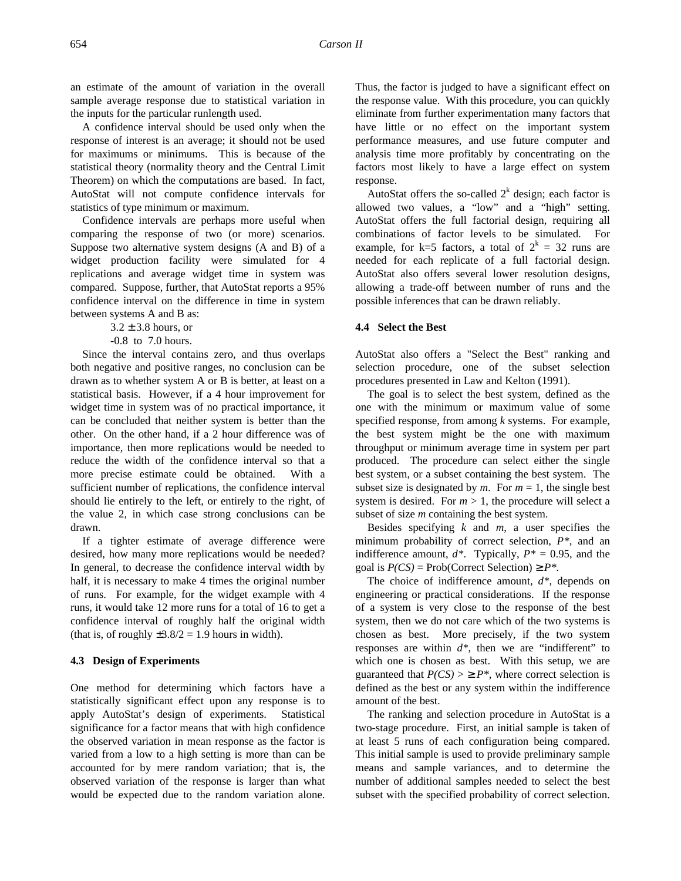an estimate of the amount of variation in the overall sample average response due to statistical variation in the inputs for the particular runlength used.

A confidence interval should be used only when the response of interest is an average; it should not be used for maximums or minimums. This is because of the statistical theory (normality theory and the Central Limit Theorem) on which the computations are based. In fact, AutoStat will not compute confidence intervals for statistics of type minimum or maximum.

Confidence intervals are perhaps more useful when comparing the response of two (or more) scenarios. Suppose two alternative system designs (A and B) of a widget production facility were simulated for 4 replications and average widget time in system was compared. Suppose, further, that AutoStat reports a 95% confidence interval on the difference in time in system between systems A and B as:

$3.2 \pm 3.8$ hours, or

$-0.8$ to $7.0$ hours.

Since the interval contains zero, and thus overlaps both negative and positive ranges, no conclusion can be drawn as to whether system A or B is better, at least on a statistical basis. However, if a 4 hour improvement for widget time in system was of no practical importance, it can be concluded that neither system is better than the other. On the other hand, if a 2 hour difference was of importance, then more replications would be needed to reduce the width of the confidence interval so that a more precise estimate could be obtained. With a sufficient number of replications, the confidence interval should lie entirely to the left, or entirely to the right, of the value 2, in which case strong conclusions can be drawn.

If a tighter estimate of average difference were desired, how many more replications would be needed? In general, to decrease the confidence interval width by half, it is necessary to make 4 times the original number of runs. For example, for the widget example with 4 runs, it would take 12 more runs for a total of 16 to get a confidence interval of roughly half the original width (that is, of roughly $\pm 3.8/2 = 1.9$ hours in width).

### 4.3 Design of Experiments

One method for determining which factors have a statistically significant effect upon any response is to apply AutoStat's design of experiments. Statistical significance for a factor means that with high confidence the observed variation in mean response as the factor is varied from a low to a high setting is more than can be accounted for by mere random variation; that is, the observed variation of the response is larger than what would be expected due to the random variation alone. Thus, the factor is judged to have a significant effect on the response value. With this procedure, you can quickly eliminate from further experimentation many factors that have little or no effect on the important system performance measures, and use future computer and analysis time more profitably by concentrating on the factors most likely to have a large effect on system response.

AutoStat offers the so-called $2^k$ design; each factor is allowed two values, a "low" and a "high" setting. AutoStat offers the full factorial design, requiring all combinations of factor levels to be simulated. For example, for k=5 factors, a total of $2^k = 32$ runs are needed for each replicate of a full factorial design. AutoStat also offers several lower resolution designs, allowing a trade-off between number of runs and the possible inferences that can be drawn reliably.

### 4.4 Select the Best

AutoStat also offers a "Select the Best" ranking and selection procedure, one of the subset selection procedures presented in Law and Kelton (1991).

The goal is to select the best system, defined as the one with the minimum or maximum value of some specified response, from among $k$ systems. For example, the best system might be the one with maximum throughput or minimum average time in system per part produced. The procedure can select either the single best system, or a subset containing the best system. The subset size is designated by $m$. For $m = 1$, the single best system is desired. For $m > 1$, the procedure will select a subset of size $m$ containing the best system.

Besides specifying $k$ and $m$, a user specifies the minimum probability of correct selection, $P^*$, and an indifference amount, $d^*$. Typically, $P^* = 0.95$, and the goal is $P(CS) = \text{Prob(Correct Selection)} \geq P^*$.

The choice of indifference amount, $d^*$, depends on engineering or practical considerations. If the response of a system is very close to the response of the best system, then we do not care which of the two systems is chosen as best. More precisely, if the two system responses are within $d^*$, then we are "indifferent" to which one is chosen as best. With this setup, we are guaranteed that $P(CS) > \geq P^*$, where correct selection is defined as the best or any system within the indifference amount of the best.

The ranking and selection procedure in AutoStat is a two-stage procedure. First, an initial sample is taken of at least 5 runs of each configuration being compared. This initial sample is used to provide preliminary sample means and sample variances, and to determine the number of additional samples needed to select the best subset with the specified probability of correct selection.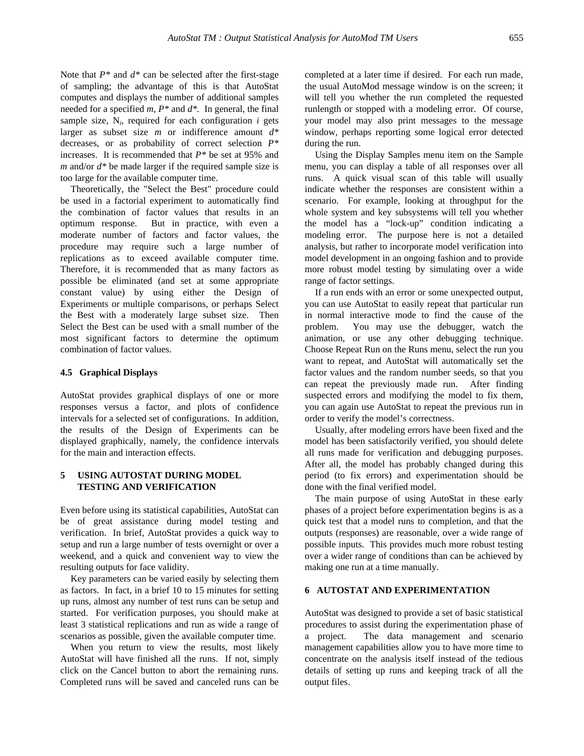Note that $P^*$ and $d^*$ can be selected after the first-stage of sampling; the advantage of this is that AutoStat computes and displays the number of additional samples needed for a specified $m$, $P^*$ and $d^*$. In general, the final sample size, $N_i$, required for each configuration $i$ gets larger as subset size $m$ or indifference amount $d^*$ decreases, or as probability of correct selection $P^*$ increases. It is recommended that $P^*$ be set at 95% and $m$ and/or $d^*$ be made larger if the required sample size is too large for the available computer time.

Theoretically, the "Select the Best" procedure could be used in a factorial experiment to automatically find the combination of factor values that results in an optimum response. But in practice, with even a moderate number of factors and factor values, the procedure may require such a large number of replications as to exceed available computer time. Therefore, it is recommended that as many factors as possible be eliminated (and set at some appropriate constant value) by using either the Design of Experiments or multiple comparisons, or perhaps Select the Best with a moderately large subset size. Then Select the Best can be used with a small number of the most significant factors to determine the optimum combination of factor values.

### 4.5 Graphical Displays

AutoStat provides graphical displays of one or more responses versus a factor, and plots of confidence intervals for a selected set of configurations. In addition, the results of the Design of Experiments can be displayed graphically, namely, the confidence intervals for the main and interaction effects.

## 5 USING AUTOSTAT DURING MODEL TESTING AND VERIFICATION

Even before using its statistical capabilities, AutoStat can be of great assistance during model testing and verification. In brief, AutoStat provides a quick way to setup and run a large number of tests overnight or over a weekend, and a quick and convenient way to view the resulting outputs for face validity.

Key parameters can be varied easily by selecting them as factors. In fact, in a brief 10 to 15 minutes for setting up runs, almost any number of test runs can be setup and started. For verification purposes, you should make at least 3 statistical replications and run as wide a range of scenarios as possible, given the available computer time.

When you return to view the results, most likely AutoStat will have finished all the runs. If not, simply click on the Cancel button to abort the remaining runs. Completed runs will be saved and canceled runs can be completed at a later time if desired. For each run made, the usual AutoMod message window is on the screen; it will tell you whether the run completed the requested runlength or stopped with a modeling error. Of course, your model may also print messages to the message window, perhaps reporting some logical error detected during the run.

Using the Display Samples menu item on the Sample menu, you can display a table of all responses over all runs. A quick visual scan of this table will usually indicate whether the responses are consistent within a scenario. For example, looking at throughput for the whole system and key subsystems will tell you whether the model has a “lock-up” condition indicating a modeling error. The purpose here is not a detailed analysis, but rather to incorporate model verification into model development in an ongoing fashion and to provide more robust model testing by simulating over a wide range of factor settings.

If a run ends with an error or some unexpected output, you can use AutoStat to easily repeat that particular run in normal interactive mode to find the cause of the problem. You may use the debugger, watch the animation, or use any other debugging technique. Choose Repeat Run on the Runs menu, select the run you want to repeat, and AutoStat will automatically set the factor values and the random number seeds, so that you can repeat the previously made run. After finding suspected errors and modifying the model to fix them, you can again use AutoStat to repeat the previous run in order to verify the model’s correctness.

Usually, after modeling errors have been fixed and the model has been satisfactorily verified, you should delete all runs made for verification and debugging purposes. After all, the model has probably changed during this period (to fix errors) and experimentation should be done with the final verified model.

The main purpose of using AutoStat in these early phases of a project before experimentation begins is as a quick test that a model runs to completion, and that the outputs (responses) are reasonable, over a wide range of possible inputs. This provides much more robust testing over a wider range of conditions than can be achieved by making one run at a time manually.

## 6 AUTOSTAT AND EXPERIMENTATION

AutoStat was designed to provide a set of basic statistical procedures to assist during the experimentation phase of a project. The data management and scenario management capabilities allow you to have more time to concentrate on the analysis itself instead of the tedious details of setting up runs and keeping track of all the output files.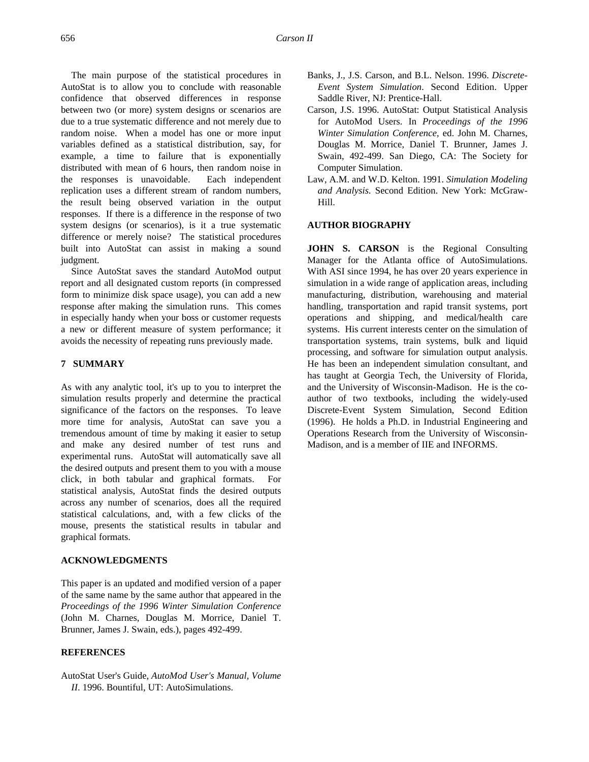The main purpose of the statistical procedures in AutoStat is to allow you to conclude with reasonable confidence that observed differences in response between two (or more) system designs or scenarios are due to a true systematic difference and not merely due to random noise. When a model has one or more input variables defined as a statistical distribution, say, for example, a time to failure that is exponentially distributed with mean of 6 hours, then random noise in the responses is unavoidable. Each independent replication uses a different stream of random numbers, the result being observed variation in the output responses. If there is a difference in the response of two system designs (or scenarios), is it a true systematic difference or merely noise? The statistical procedures built into AutoStat can assist in making a sound judgment.

Since AutoStat saves the standard AutoMod output report and all designated custom reports (in compressed form to minimize disk space usage), you can add a new response after making the simulation runs. This comes in especially handy when your boss or customer requests a new or different measure of system performance; it avoids the necessity of repeating runs previously made.

## 7 SUMMARY

As with any analytic tool, it's up to you to interpret the simulation results properly and determine the practical significance of the factors on the responses. To leave more time for analysis, AutoStat can save you a tremendous amount of time by making it easier to setup and make any desired number of test runs and experimental runs. AutoStat will automatically save all the desired outputs and present them to you with a mouse click, in both tabular and graphical formats. For statistical analysis, AutoStat finds the desired outputs across any number of scenarios, does all the required statistical calculations, and, with a few clicks of the mouse, presents the statistical results in tabular and graphical formats.

## ACKNOWLEDGMENTS

This paper is an updated and modified version of a paper of the same name by the same author that appeared in the *Proceedings of the 1996 Winter Simulation Conference* (John M. Charnes, Douglas M. Morrice, Daniel T. Brunner, James J. Swain, eds.), pages 492-499.

## REFERENCES

AutoStat User's Guide, *AutoMod User's Manual, Volume II*. 1996. Bountiful, UT: AutoSimulations.

Banks, J., J.S. Carson, and B.L. Nelson. 1996. *Discrete-Event System Simulation*. Second Edition. Upper Saddle River, NJ: Prentice-Hall.

Carson, J.S. 1996. AutoStat: Output Statistical Analysis for AutoMod Users. In *Proceedings of the 1996 Winter Simulation Conference*, ed. John M. Charnes, Douglas M. Morrice, Daniel T. Brunner, James J. Swain, 492-499. San Diego, CA: The Society for Computer Simulation.

Law, A.M. and W.D. Kelton. 1991. *Simulation Modeling and Analysis.* Second Edition. New York: McGraw-Hill.

## AUTHOR BIOGRAPHY

**JOHN S. CARSON** is the Regional Consulting Manager for the Atlanta office of AutoSimulations. With ASI since 1994, he has over 20 years experience in simulation in a wide range of application areas, including manufacturing, distribution, warehousing and material handling, transportation and rapid transit systems, port operations and shipping, and medical/health care systems. His current interests center on the simulation of transportation systems, train systems, bulk and liquid processing, and software for simulation output analysis. He has been an independent simulation consultant, and has taught at Georgia Tech, the University of Florida, and the University of Wisconsin-Madison. He is the co-author of two textbooks, including the widely-used Discrete-Event System Simulation, Second Edition (1996). He holds a Ph.D. in Industrial Engineering and Operations Research from the University of Wisconsin-Madison, and is a member of IIE and INFORMS.